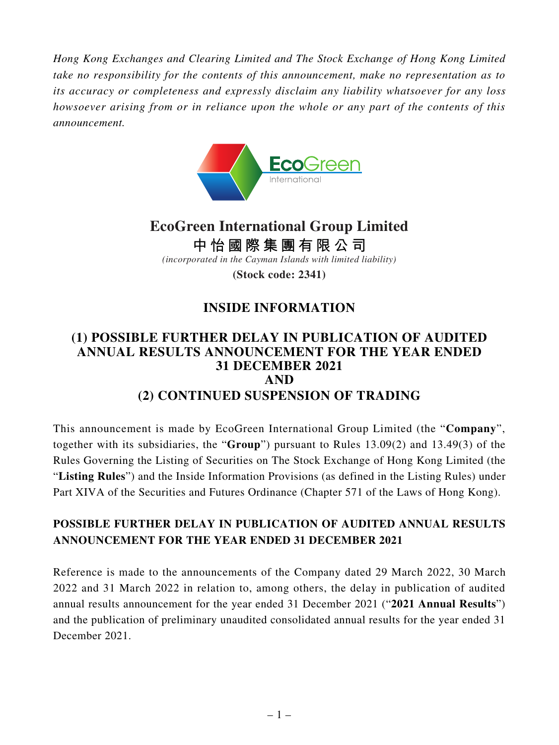*Hong Kong Exchanges and Clearing Limited and The Stock Exchange of Hong Kong Limited take no responsibility for the contents of this announcement, make no representation as to its accuracy or completeness and expressly disclaim any liability whatsoever for any loss howsoever arising from or in reliance upon the whole or any part of the contents of this announcement.*

# EcoGreen International Group Limited
# 中怡國際集團有限公司

*(incorporated in the Cayman Islands with limited liability)*

**(Stock code: 2341)**

## INSIDE INFORMATION

## (1) POSSIBLE FURTHER DELAY IN PUBLICATION OF AUDITED ANNUAL RESULTS ANNOUNCEMENT FOR THE YEAR ENDED 31 DECEMBER 2021 AND (2) CONTINUED SUSPENSION OF TRADING

This announcement is made by EcoGreen International Group Limited (the "**Company**", together with its subsidiaries, the "**Group**") pursuant to Rules 13.09(2) and 13.49(3) of the Rules Governing the Listing of Securities on The Stock Exchange of Hong Kong Limited (the "**Listing Rules**") and the Inside Information Provisions (as defined in the Listing Rules) under Part XIVA of the Securities and Futures Ordinance (Chapter 571 of the Laws of Hong Kong).

### POSSIBLE FURTHER DELAY IN PUBLICATION OF AUDITED ANNUAL RESULTS ANNOUNCEMENT FOR THE YEAR ENDED 31 DECEMBER 2021

Reference is made to the announcements of the Company dated 29 March 2022, 30 March 2022 and 31 March 2022 in relation to, among others, the delay in publication of audited annual results announcement for the year ended 31 December 2021 ("**2021 Annual Results**") and the publication of preliminary unaudited consolidated annual results for the year ended 31 December 2021.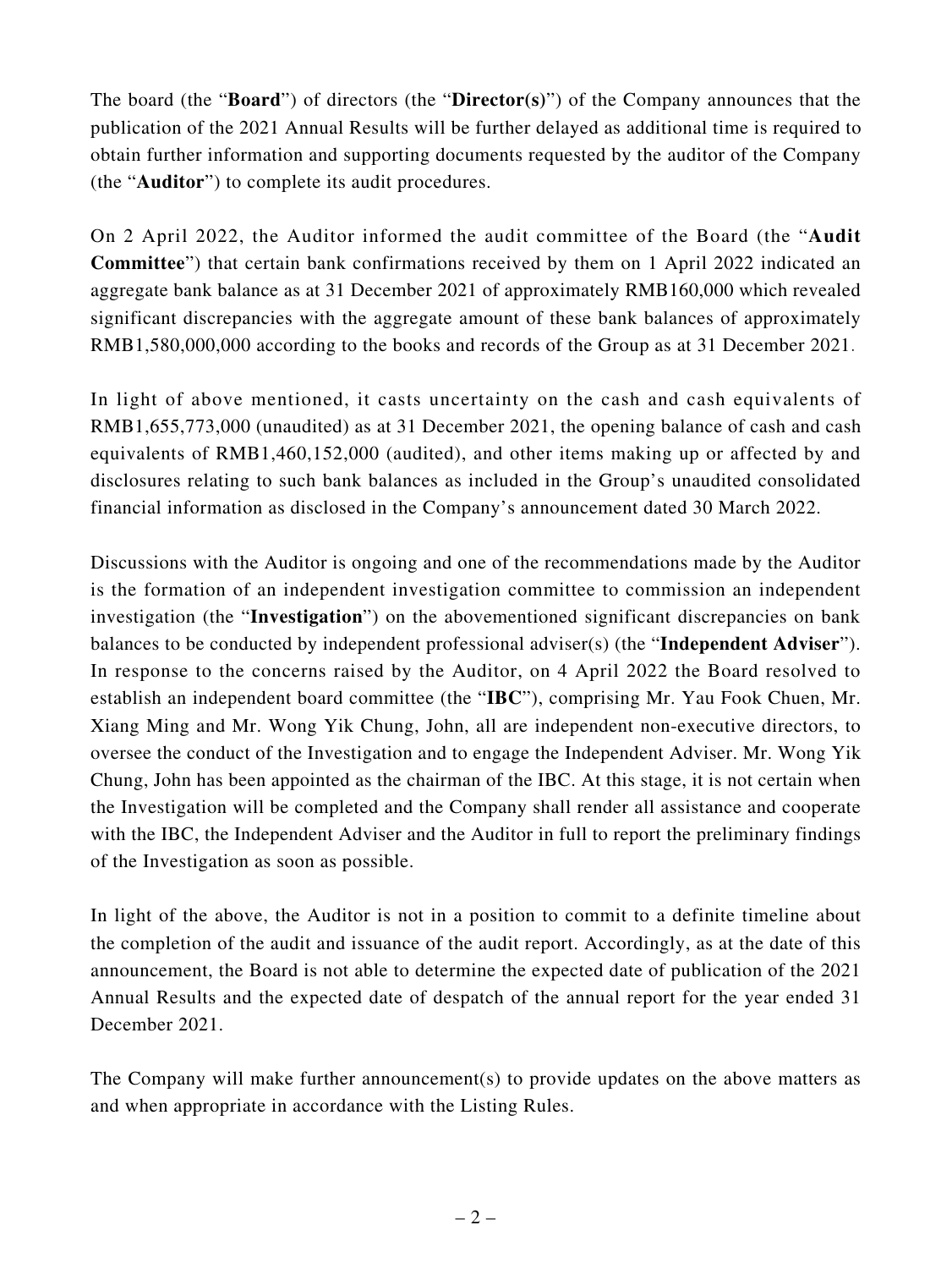The board (the "**Board**") of directors (the "**Director(s)**") of the Company announces that the publication of the 2021 Annual Results will be further delayed as additional time is required to obtain further information and supporting documents requested by the auditor of the Company (the "**Auditor**") to complete its audit procedures.

On 2 April 2022, the Auditor informed the audit committee of the Board (the "**Audit Committee**") that certain bank confirmations received by them on 1 April 2022 indicated an aggregate bank balance as at 31 December 2021 of approximately RMB160,000 which revealed significant discrepancies with the aggregate amount of these bank balances of approximately RMB1,580,000,000 according to the books and records of the Group as at 31 December 2021.

In light of above mentioned, it casts uncertainty on the cash and cash equivalents of RMB1,655,773,000 (unaudited) as at 31 December 2021, the opening balance of cash and cash equivalents of RMB1,460,152,000 (audited), and other items making up or affected by and disclosures relating to such bank balances as included in the Group's unaudited consolidated financial information as disclosed in the Company's announcement dated 30 March 2022.

Discussions with the Auditor is ongoing and one of the recommendations made by the Auditor is the formation of an independent investigation committee to commission an independent investigation (the "**Investigation**") on the abovementioned significant discrepancies on bank balances to be conducted by independent professional adviser(s) (the "**Independent Adviser**"). In response to the concerns raised by the Auditor, on 4 April 2022 the Board resolved to establish an independent board committee (the "**IBC**"), comprising Mr. Yau Fook Chuen, Mr. Xiang Ming and Mr. Wong Yik Chung, John, all are independent non-executive directors, to oversee the conduct of the Investigation and to engage the Independent Adviser. Mr. Wong Yik Chung, John has been appointed as the chairman of the IBC. At this stage, it is not certain when the Investigation will be completed and the Company shall render all assistance and cooperate with the IBC, the Independent Adviser and the Auditor in full to report the preliminary findings of the Investigation as soon as possible.

In light of the above, the Auditor is not in a position to commit to a definite timeline about the completion of the audit and issuance of the audit report. Accordingly, as at the date of this announcement, the Board is not able to determine the expected date of publication of the 2021 Annual Results and the expected date of despatch of the annual report for the year ended 31 December 2021.

The Company will make further announcement(s) to provide updates on the above matters as and when appropriate in accordance with the Listing Rules.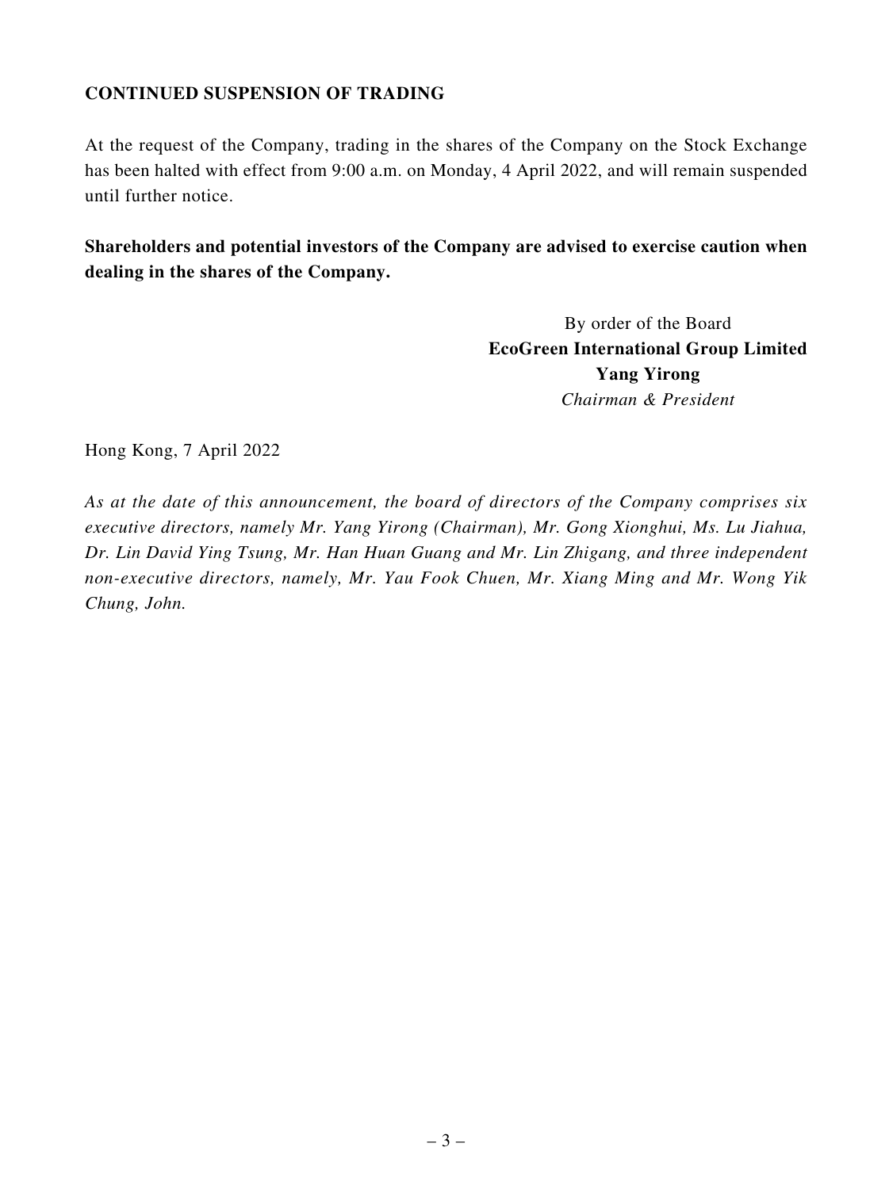**CONTINUED SUSPENSION OF TRADING**

At the request of the Company, trading in the shares of the Company on the Stock Exchange has been halted with effect from 9:00 a.m. on Monday, 4 April 2022, and will remain suspended until further notice.

**Shareholders and potential investors of the Company are advised to exercise caution when dealing in the shares of the Company.**

By order of the Board
**EcoGreen International Group Limited**
**Yang Yirong**
*Chairman & President*

Hong Kong, 7 April 2022

*As at the date of this announcement, the board of directors of the Company comprises six executive directors, namely Mr. Yang Yirong (Chairman), Mr. Gong Xionghui, Ms. Lu Jiahua, Dr. Lin David Ying Tsung, Mr. Han Huan Guang and Mr. Lin Zhigang, and three independent non-executive directors, namely, Mr. Yau Fook Chuen, Mr. Xiang Ming and Mr. Wong Yik Chung, John.*